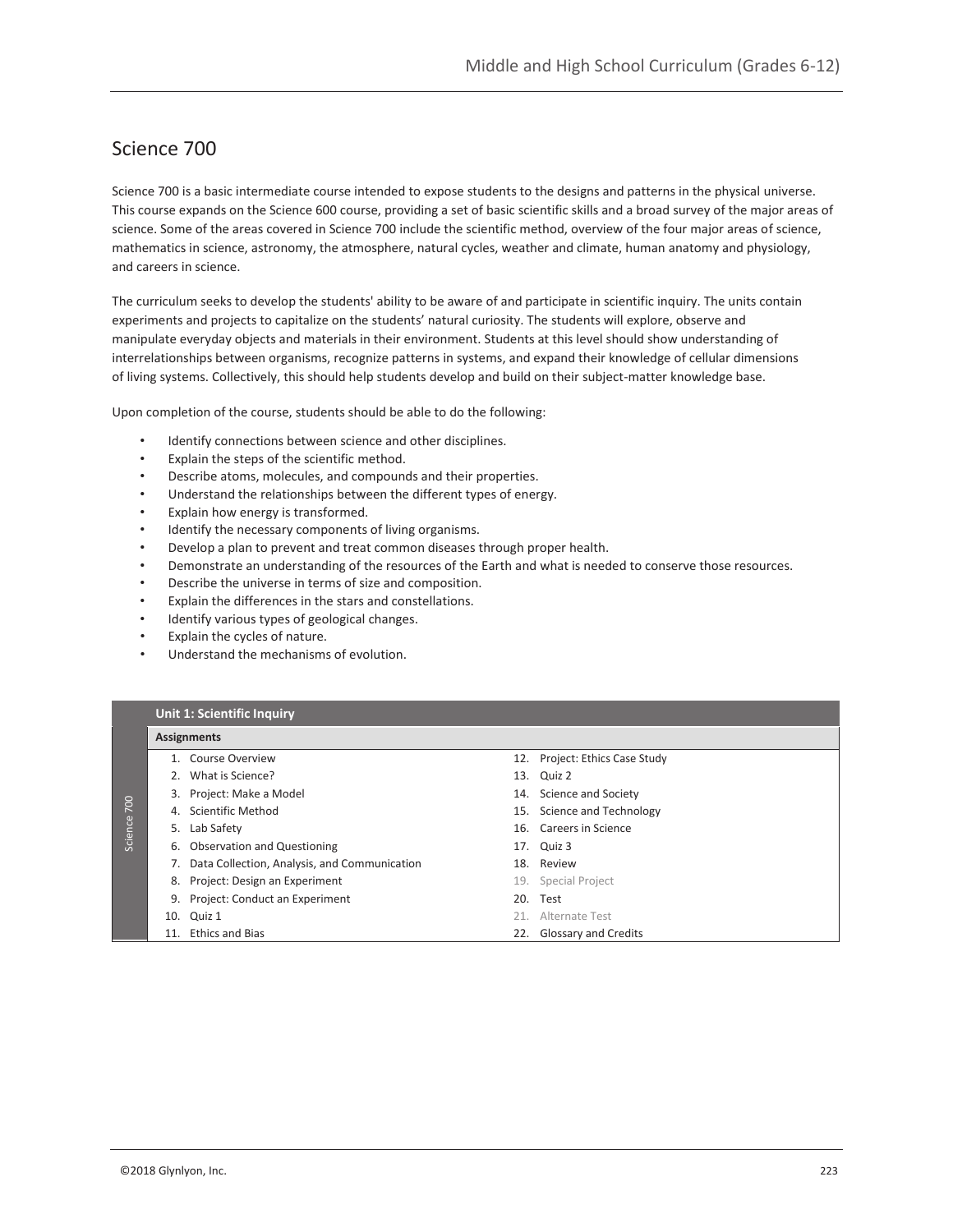# Science 700

Science 700 is a basic intermediate course intended to expose students to the designs and patterns in the physical universe. This course expands on the Science 600 course, providing a set of basic scientific skills and a broad survey of the major areas of science. Some of the areas covered in Science 700 include the scientific method, overview of the four major areas of science, mathematics in science, astronomy, the atmosphere, natural cycles, weather and climate, human anatomy and physiology, and careers in science.

The curriculum seeks to develop the students' ability to be aware of and participate in scientific inquiry. The units contain experiments and projects to capitalize on the students' natural curiosity. The students will explore, observe and manipulate everyday objects and materials in their environment. Students at this level should show understanding of interrelationships between organisms, recognize patterns in systems, and expand their knowledge of cellular dimensions of living systems. Collectively, this should help students develop and build on their subject-matter knowledge base.

Upon completion of the course, students should be able to do the following:

- Identify connections between science and other disciplines.
- Explain the steps of the scientific method.
- Describe atoms, molecules, and compounds and their properties.
- Understand the relationships between the different types of energy.
- Explain how energy is transformed.
- Identify the necessary components of living organisms.
- Develop a plan to prevent and treat common diseases through proper health.
- Demonstrate an understanding of the resources of the Earth and what is needed to conserve those resources.
- Describe the universe in terms of size and composition.
- Explain the differences in the stars and constellations.
- Identify various types of geological changes.
- Explain the cycles of nature.
- Understand the mechanisms of evolution.

| Unit 1: Scientific Inquiry | |
|---|---|
| **Assignments** | |
| 1. Course Overview | 12. Project: Ethics Case Study |
| 2. What is Science? | 13. Quiz 2 |
| 3. Project: Make a Model | 14. Science and Society |
| 4. Scientific Method | 15. Science and Technology |
| 5. Lab Safety | 16. Careers in Science |
| 6. Observation and Questioning | 17. Quiz 3 |
| 7. Data Collection, Analysis, and Communication | 18. Review |
| 8. Project: Design an Experiment | 19. Special Project |
| 9. Project: Conduct an Experiment | 20. Test |
| 10. Quiz 1 | 21. Alternate Test |
| 11. Ethics and Bias | 22. Glossary and Credits |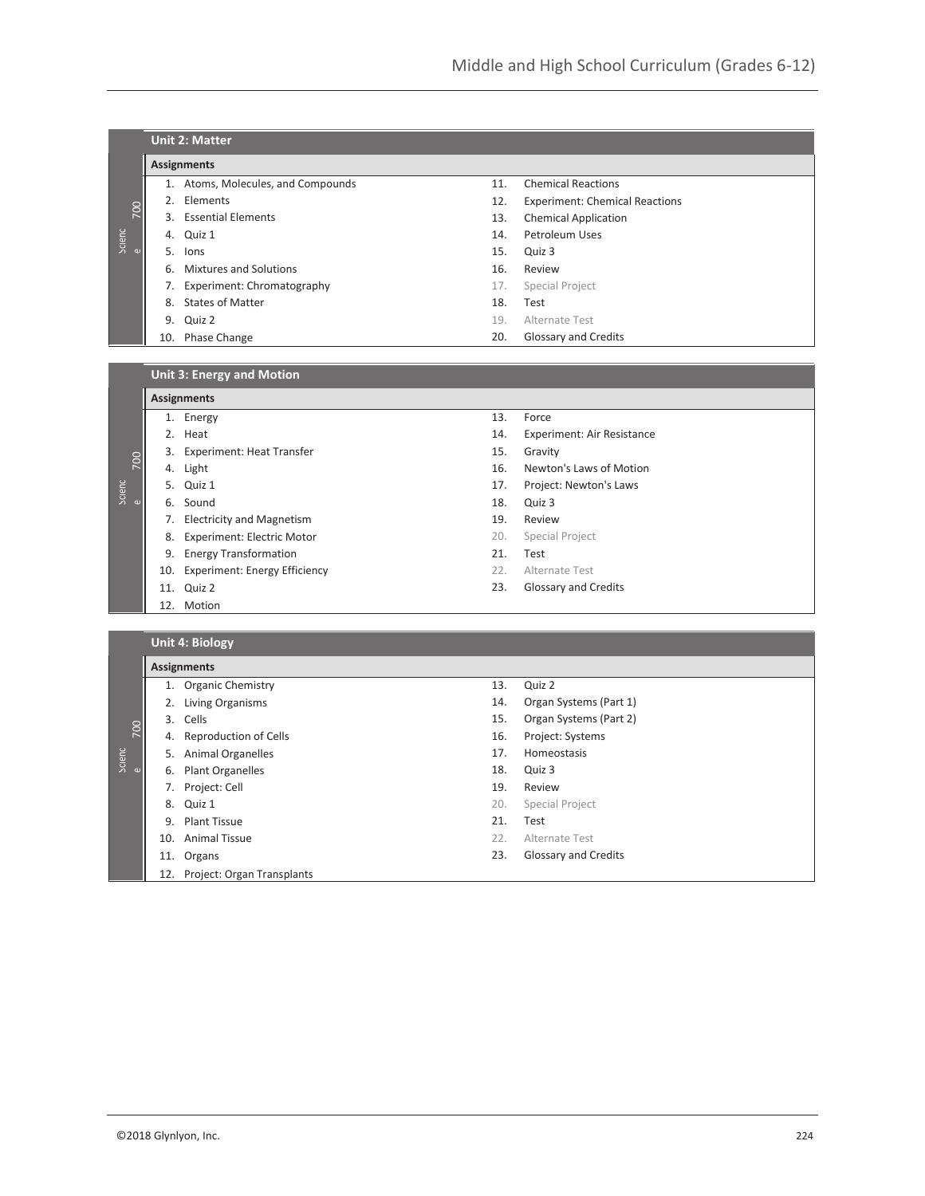## Unit 2: Matter

**Assignments**

1. Atoms, Molecules, and Compounds
2. Elements
3. Essential Elements
4. Quiz 1
5. Ions
6. Mixtures and Solutions
7. Experiment: Chromatography
8. States of Matter
9. Quiz 2
10. Phase Change
11. Chemical Reactions
12. Experiment: Chemical Reactions
13. Chemical Application
14. Petroleum Uses
15. Quiz 3
16. Review
17. Special Project
18. Test
19. Alternate Test
20. Glossary and Credits

## Unit 3: Energy and Motion

**Assignments**

1. Energy
2. Heat
3. Experiment: Heat Transfer
4. Light
5. Quiz 1
6. Sound
7. Electricity and Magnetism
8. Experiment: Electric Motor
9. Energy Transformation
10. Experiment: Energy Efficiency
11. Quiz 2
12. Motion
13. Force
14. Experiment: Air Resistance
15. Gravity
16. Newton's Laws of Motion
17. Project: Newton's Laws
18. Quiz 3
19. Review
20. Special Project
21. Test
22. Alternate Test
23. Glossary and Credits

## Unit 4: Biology

**Assignments**

1. Organic Chemistry
2. Living Organisms
3. Cells
4. Reproduction of Cells
5. Animal Organelles
6. Plant Organelles
7. Project: Cell
8. Quiz 1
9. Plant Tissue
10. Animal Tissue
11. Organs
12. Project: Organ Transplants
13. Quiz 2
14. Organ Systems (Part 1)
15. Organ Systems (Part 2)
16. Project: Systems
17. Homeostasis
18. Quiz 3
19. Review
20. Special Project
21. Test
22. Alternate Test
23. Glossary and Credits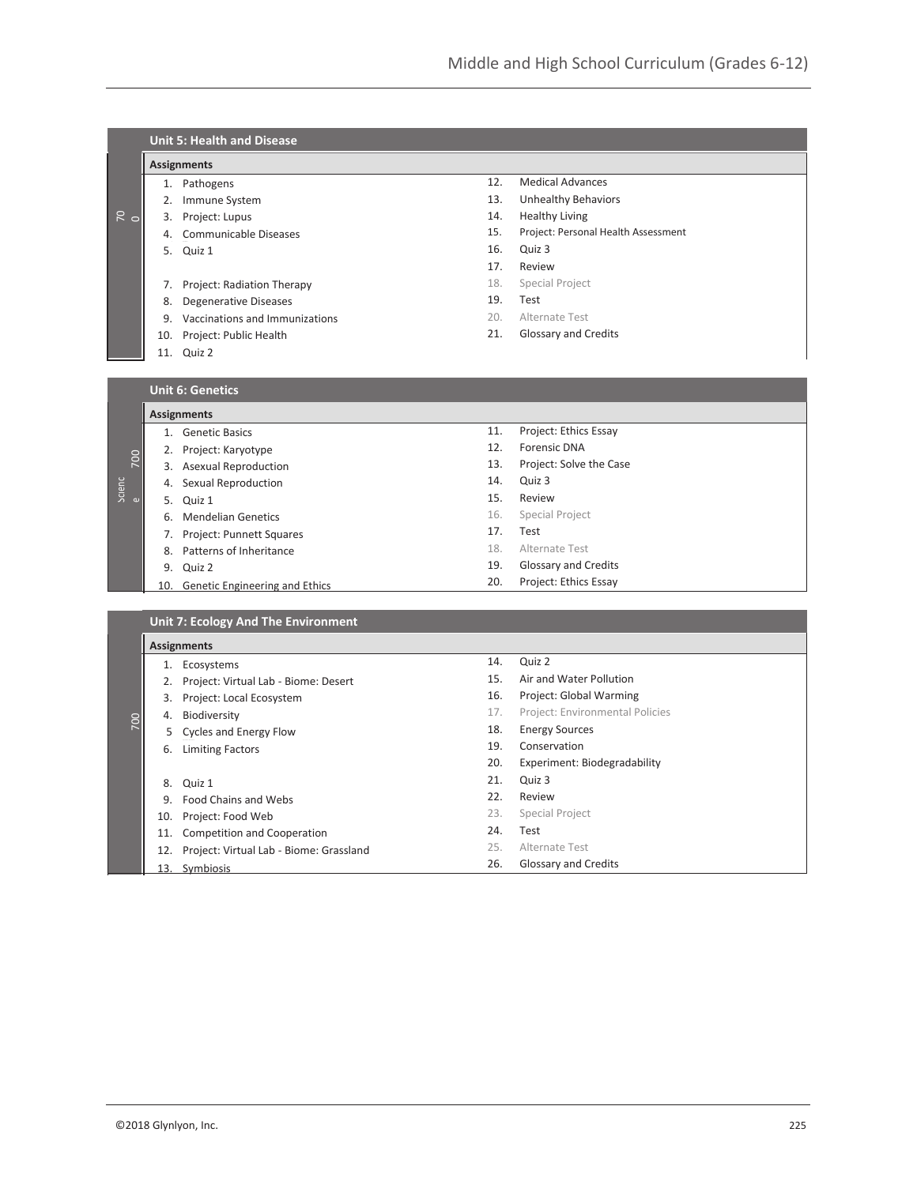## Unit 5: Health and Disease

**Assignments**

1. Pathogens
2. Immune System
3. Project: Lupus
4. Communicable Diseases
5. Quiz 1
7. Project: Radiation Therapy
8. Degenerative Diseases
9. Vaccinations and Immunizations
10. Project: Public Health
11. Quiz 2
12. Medical Advances
13. Unhealthy Behaviors
14. Healthy Living
15. Project: Personal Health Assessment
16. Quiz 3
17. Review
18. Special Project
19. Test
20. Alternate Test
21. Glossary and Credits

## Unit 6: Genetics

**Assignments**

1. Genetic Basics
2. Project: Karyotype
3. Asexual Reproduction
4. Sexual Reproduction
5. Quiz 1
6. Mendelian Genetics
7. Project: Punnett Squares
8. Patterns of Inheritance
9. Quiz 2
10. Genetic Engineering and Ethics
11. Project: Ethics Essay
12. Forensic DNA
13. Project: Solve the Case
14. Quiz 3
15. Review
16. Special Project
17. Test
18. Alternate Test
19. Glossary and Credits
20. Project: Ethics Essay

## Unit 7: Ecology And The Environment

**Assignments**

1. Ecosystems
2. Project: Virtual Lab - Biome: Desert
3. Project: Local Ecosystem
4. Biodiversity
5. Cycles and Energy Flow
6. Limiting Factors
8. Quiz 1
9. Food Chains and Webs
10. Project: Food Web
11. Competition and Cooperation
12. Project: Virtual Lab - Biome: Grassland
13. Symbiosis
14. Quiz 2
15. Air and Water Pollution
16. Project: Global Warming
17. Project: Environmental Policies
18. Energy Sources
19. Conservation
20. Experiment: Biodegradability
21. Quiz 3
22. Review
23. Special Project
24. Test
25. Alternate Test
26. Glossary and Credits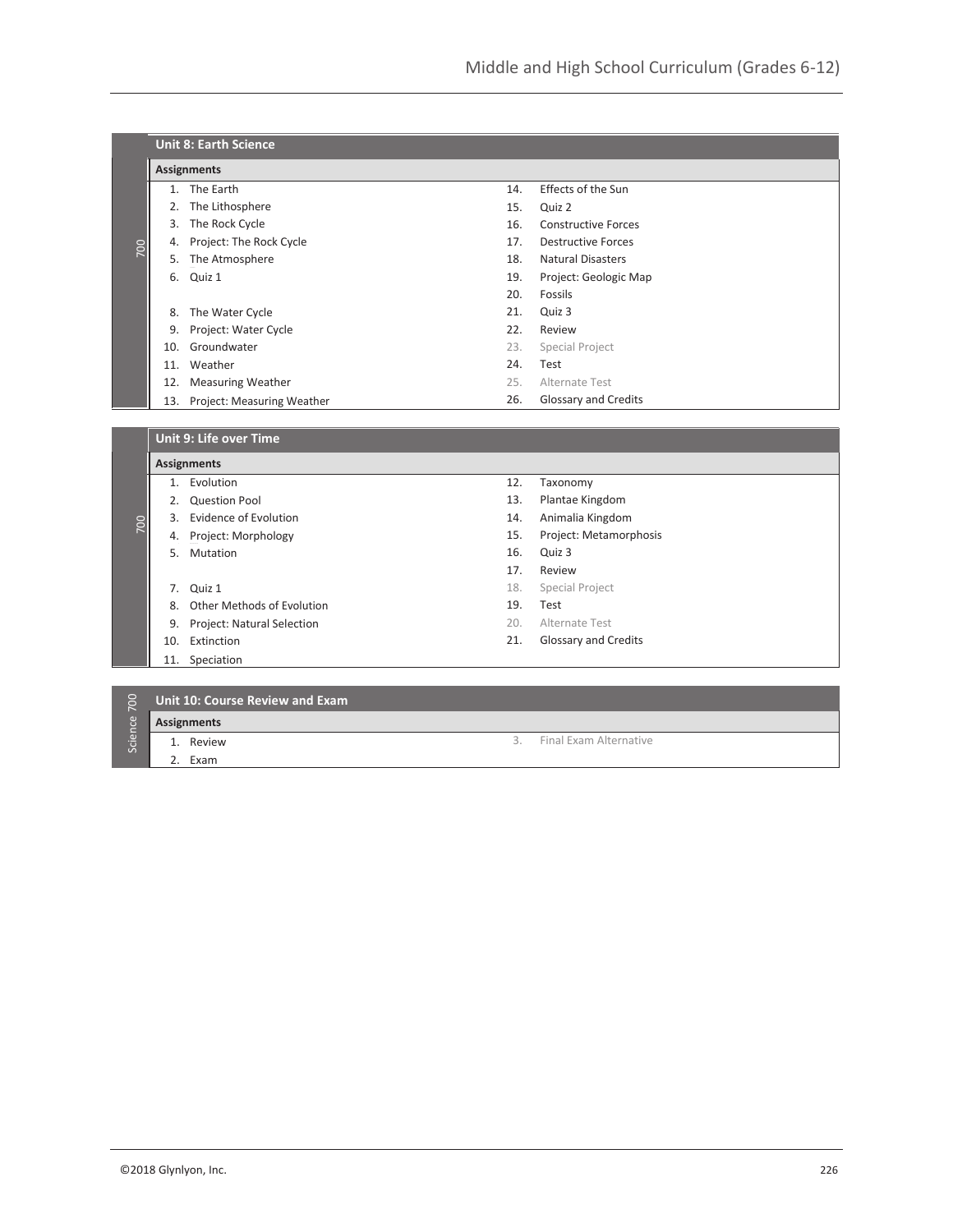## Unit 8: Earth Science

**Assignments**

1. The Earth
2. The Lithosphere
3. The Rock Cycle
4. Project: The Rock Cycle
5. The Atmosphere
6. Quiz 1
8. The Water Cycle
9. Project: Water Cycle
10. Groundwater
11. Weather
12. Measuring Weather
13. Project: Measuring Weather
14. Effects of the Sun
15. Quiz 2
16. Constructive Forces
17. Destructive Forces
18. Natural Disasters
19. Project: Geologic Map
20. Fossils
21. Quiz 3
22. Review
23. Special Project
24. Test
25. Alternate Test
26. Glossary and Credits

## Unit 9: Life over Time

**Assignments**

1. Evolution
2. Question Pool
3. Evidence of Evolution
4. Project: Morphology
5. Mutation
7. Quiz 1
8. Other Methods of Evolution
9. Project: Natural Selection
10. Extinction
11. Speciation
12. Taxonomy
13. Plantae Kingdom
14. Animalia Kingdom
15. Project: Metamorphosis
16. Quiz 3
17. Review
18. Special Project
19. Test
20. Alternate Test
21. Glossary and Credits

## Unit 10: Course Review and Exam

**Assignments**

1. Review
2. Exam
3. Final Exam Alternative